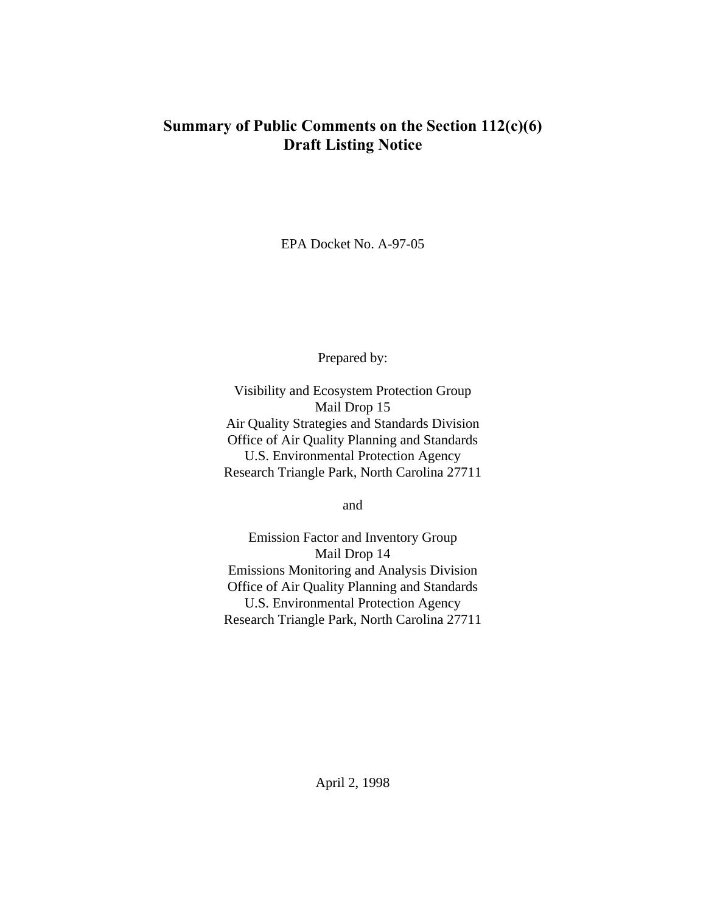# Summary of Public Comments on the Section 112(c)(6) Draft Listing Notice

EPA Docket No. A-97-05

Prepared by:

Visibility and Ecosystem Protection Group
Mail Drop 15
Air Quality Strategies and Standards Division
Office of Air Quality Planning and Standards
U.S. Environmental Protection Agency
Research Triangle Park, North Carolina 27711

and

Emission Factor and Inventory Group
Mail Drop 14
Emissions Monitoring and Analysis Division
Office of Air Quality Planning and Standards
U.S. Environmental Protection Agency
Research Triangle Park, North Carolina 27711

April 2, 1998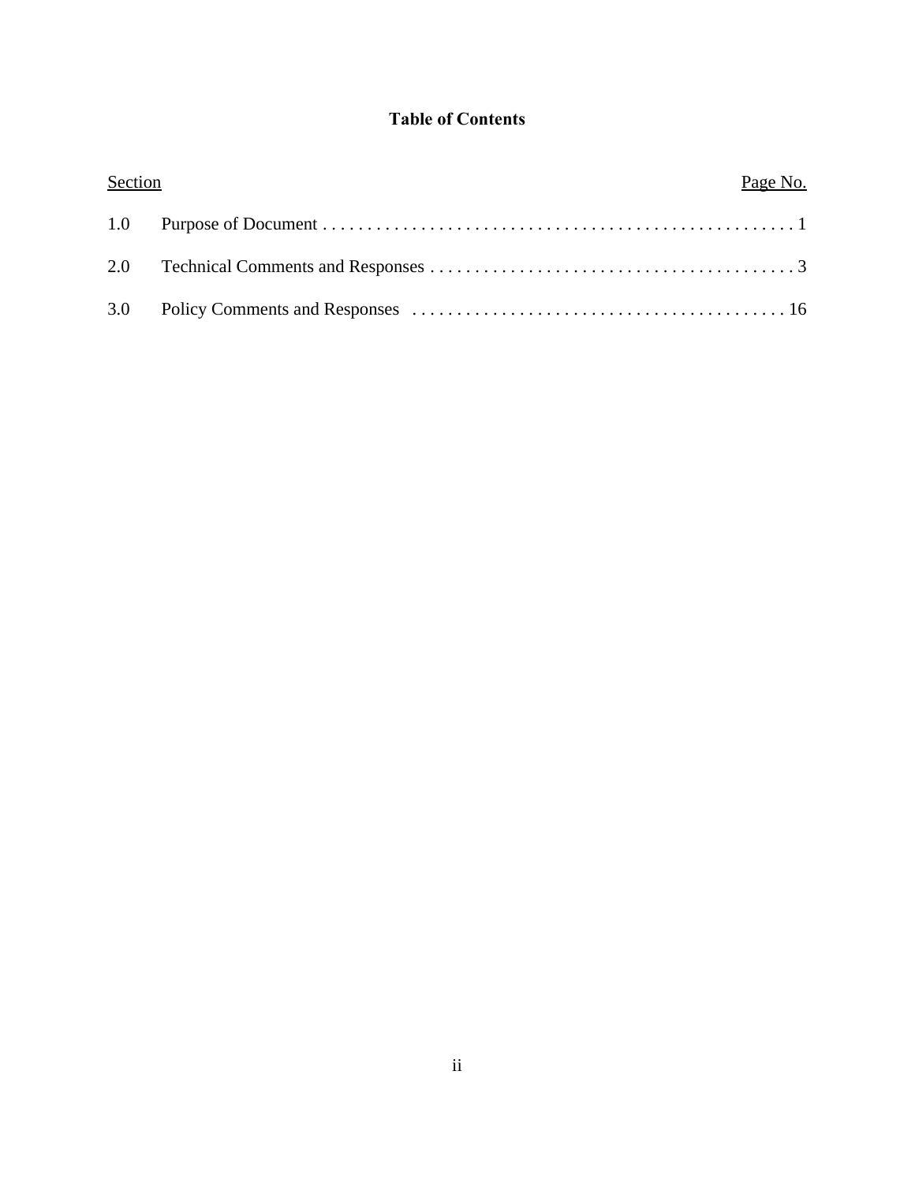# Table of Contents

| Section | | Page No. |
|---|---|---|
| 1.0 | Purpose of Document | 1 |
| 2.0 | Technical Comments and Responses | 3 |
| 3.0 | Policy Comments and Responses | 16 |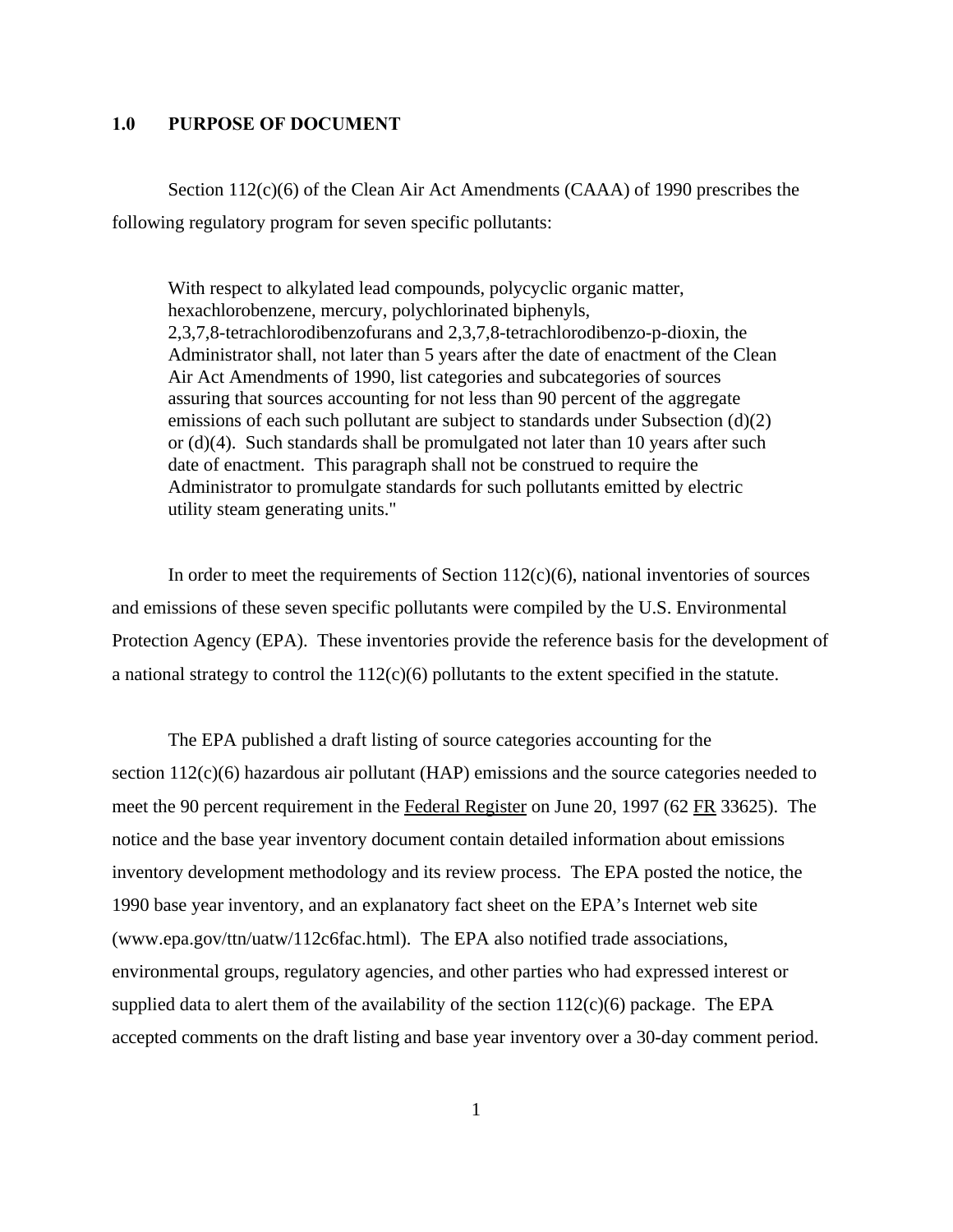## 1.0 PURPOSE OF DOCUMENT

Section 112(c)(6) of the Clean Air Act Amendments (CAAA) of 1990 prescribes the following regulatory program for seven specific pollutants:

> With respect to alkylated lead compounds, polycyclic organic matter, hexachlorobenzene, mercury, polychlorinated biphenyls, 2,3,7,8-tetrachlorodibenzofurans and 2,3,7,8-tetrachlorodibenzo-p-dioxin, the Administrator shall, not later than 5 years after the date of enactment of the Clean Air Act Amendments of 1990, list categories and subcategories of sources assuring that sources accounting for not less than 90 percent of the aggregate emissions of each such pollutant are subject to standards under Subsection (d)(2) or (d)(4). Such standards shall be promulgated not later than 10 years after such date of enactment. This paragraph shall not be construed to require the Administrator to promulgate standards for such pollutants emitted by electric utility steam generating units."

In order to meet the requirements of Section 112(c)(6), national inventories of sources and emissions of these seven specific pollutants were compiled by the U.S. Environmental Protection Agency (EPA). These inventories provide the reference basis for the development of a national strategy to control the 112(c)(6) pollutants to the extent specified in the statute.

The EPA published a draft listing of source categories accounting for the section 112(c)(6) hazardous air pollutant (HAP) emissions and the source categories needed to meet the 90 percent requirement in the Federal Register on June 20, 1997 (62 FR 33625). The notice and the base year inventory document contain detailed information about emissions inventory development methodology and its review process. The EPA posted the notice, the 1990 base year inventory, and an explanatory fact sheet on the EPA's Internet web site (www.epa.gov/ttn/uatw/112c6fac.html). The EPA also notified trade associations, environmental groups, regulatory agencies, and other parties who had expressed interest or supplied data to alert them of the availability of the section 112(c)(6) package. The EPA accepted comments on the draft listing and base year inventory over a 30-day comment period.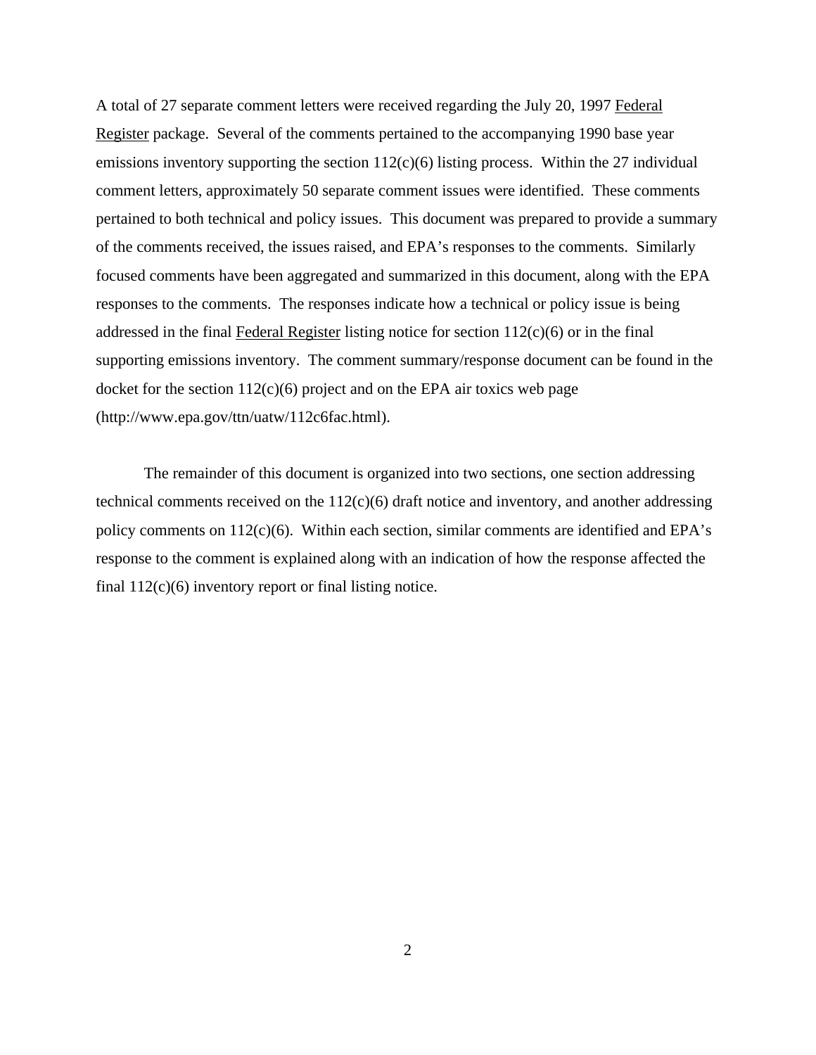A total of 27 separate comment letters were received regarding the July 20, 1997 Federal Register package. Several of the comments pertained to the accompanying 1990 base year emissions inventory supporting the section 112(c)(6) listing process. Within the 27 individual comment letters, approximately 50 separate comment issues were identified. These comments pertained to both technical and policy issues. This document was prepared to provide a summary of the comments received, the issues raised, and EPA's responses to the comments. Similarly focused comments have been aggregated and summarized in this document, along with the EPA responses to the comments. The responses indicate how a technical or policy issue is being addressed in the final Federal Register listing notice for section 112(c)(6) or in the final supporting emissions inventory. The comment summary/response document can be found in the docket for the section 112(c)(6) project and on the EPA air toxics web page (http://www.epa.gov/ttn/uatw/112c6fac.html).

The remainder of this document is organized into two sections, one section addressing technical comments received on the 112(c)(6) draft notice and inventory, and another addressing policy comments on 112(c)(6). Within each section, similar comments are identified and EPA's response to the comment is explained along with an indication of how the response affected the final 112(c)(6) inventory report or final listing notice.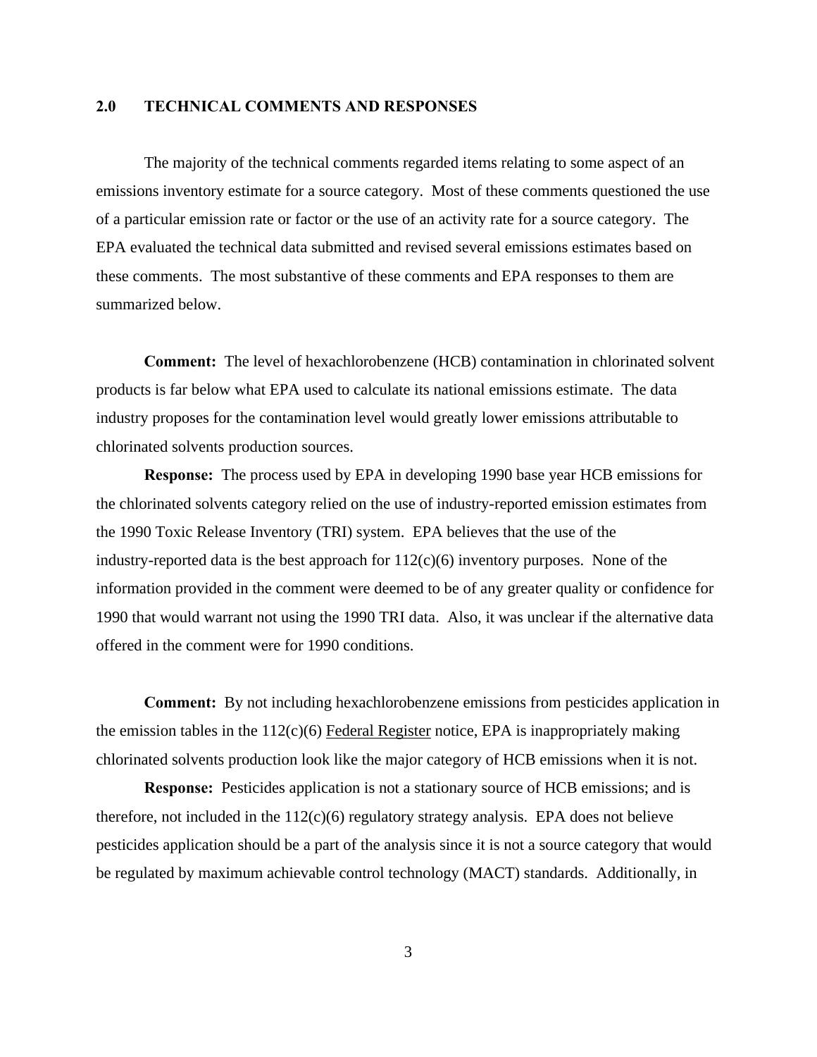## 2.0 TECHNICAL COMMENTS AND RESPONSES

The majority of the technical comments regarded items relating to some aspect of an emissions inventory estimate for a source category. Most of these comments questioned the use of a particular emission rate or factor or the use of an activity rate for a source category. The EPA evaluated the technical data submitted and revised several emissions estimates based on these comments. The most substantive of these comments and EPA responses to them are summarized below.

**Comment:** The level of hexachlorobenzene (HCB) contamination in chlorinated solvent products is far below what EPA used to calculate its national emissions estimate. The data industry proposes for the contamination level would greatly lower emissions attributable to chlorinated solvents production sources.

**Response:** The process used by EPA in developing 1990 base year HCB emissions for the chlorinated solvents category relied on the use of industry-reported emission estimates from the 1990 Toxic Release Inventory (TRI) system. EPA believes that the use of the industry-reported data is the best approach for 112(c)(6) inventory purposes. None of the information provided in the comment were deemed to be of any greater quality or confidence for 1990 that would warrant not using the 1990 TRI data. Also, it was unclear if the alternative data offered in the comment were for 1990 conditions.

**Comment:** By not including hexachlorobenzene emissions from pesticides application in the emission tables in the 112(c)(6) Federal Register notice, EPA is inappropriately making chlorinated solvents production look like the major category of HCB emissions when it is not.

**Response:** Pesticides application is not a stationary source of HCB emissions; and is therefore, not included in the 112(c)(6) regulatory strategy analysis. EPA does not believe pesticides application should be a part of the analysis since it is not a source category that would be regulated by maximum achievable control technology (MACT) standards. Additionally, in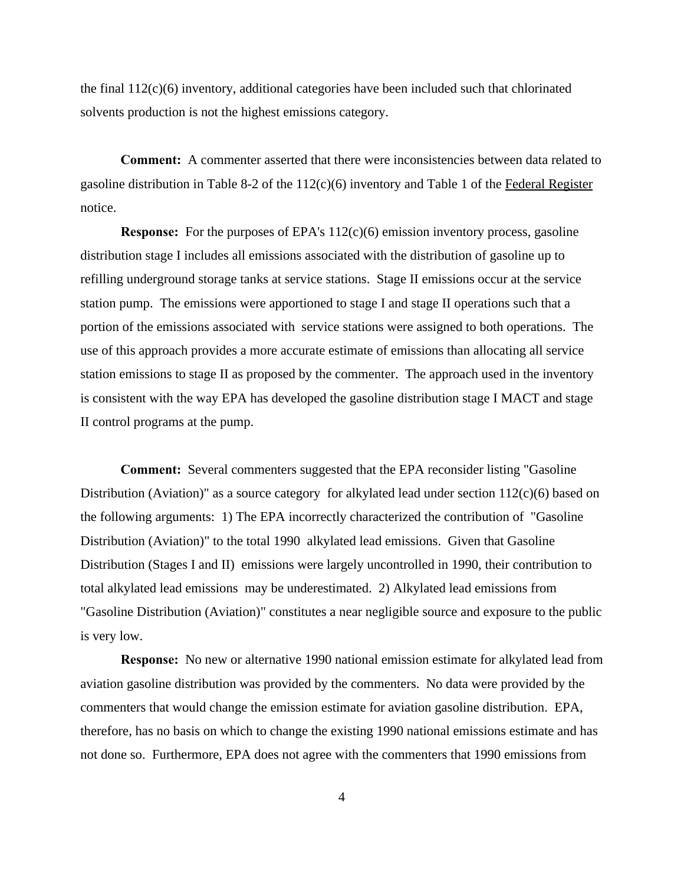the final 112(c)(6) inventory, additional categories have been included such that chlorinated solvents production is not the highest emissions category.

**Comment:** A commenter asserted that there were inconsistencies between data related to gasoline distribution in Table 8-2 of the 112(c)(6) inventory and Table 1 of the Federal Register notice.

**Response:** For the purposes of EPA's 112(c)(6) emission inventory process, gasoline distribution stage I includes all emissions associated with the distribution of gasoline up to refilling underground storage tanks at service stations. Stage II emissions occur at the service station pump. The emissions were apportioned to stage I and stage II operations such that a portion of the emissions associated with service stations were assigned to both operations. The use of this approach provides a more accurate estimate of emissions than allocating all service station emissions to stage II as proposed by the commenter. The approach used in the inventory is consistent with the way EPA has developed the gasoline distribution stage I MACT and stage II control programs at the pump.

**Comment:** Several commenters suggested that the EPA reconsider listing "Gasoline Distribution (Aviation)" as a source category for alkylated lead under section 112(c)(6) based on the following arguments: 1) The EPA incorrectly characterized the contribution of "Gasoline Distribution (Aviation)" to the total 1990 alkylated lead emissions. Given that Gasoline Distribution (Stages I and II) emissions were largely uncontrolled in 1990, their contribution to total alkylated lead emissions may be underestimated. 2) Alkylated lead emissions from "Gasoline Distribution (Aviation)" constitutes a near negligible source and exposure to the public is very low.

**Response:** No new or alternative 1990 national emission estimate for alkylated lead from aviation gasoline distribution was provided by the commenters. No data were provided by the commenters that would change the emission estimate for aviation gasoline distribution. EPA, therefore, has no basis on which to change the existing 1990 national emissions estimate and has not done so. Furthermore, EPA does not agree with the commenters that 1990 emissions from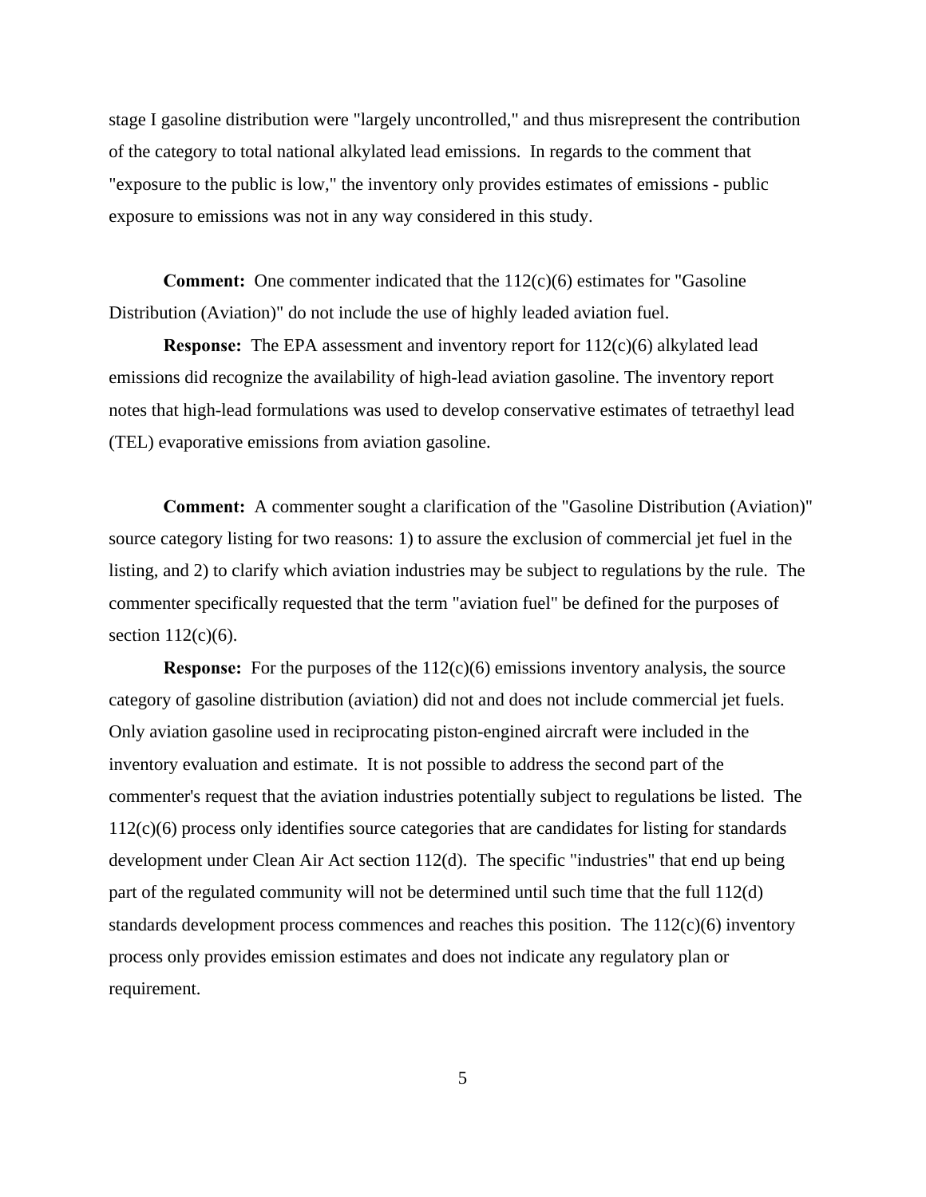stage I gasoline distribution were "largely uncontrolled," and thus misrepresent the contribution of the category to total national alkylated lead emissions. In regards to the comment that "exposure to the public is low," the inventory only provides estimates of emissions - public exposure to emissions was not in any way considered in this study.

**Comment:** One commenter indicated that the 112(c)(6) estimates for "Gasoline Distribution (Aviation)" do not include the use of highly leaded aviation fuel.

**Response:** The EPA assessment and inventory report for 112(c)(6) alkylated lead emissions did recognize the availability of high-lead aviation gasoline. The inventory report notes that high-lead formulations was used to develop conservative estimates of tetraethyl lead (TEL) evaporative emissions from aviation gasoline.

**Comment:** A commenter sought a clarification of the "Gasoline Distribution (Aviation)" source category listing for two reasons: 1) to assure the exclusion of commercial jet fuel in the listing, and 2) to clarify which aviation industries may be subject to regulations by the rule. The commenter specifically requested that the term "aviation fuel" be defined for the purposes of section 112(c)(6).

**Response:** For the purposes of the 112(c)(6) emissions inventory analysis, the source category of gasoline distribution (aviation) did not and does not include commercial jet fuels. Only aviation gasoline used in reciprocating piston-engined aircraft were included in the inventory evaluation and estimate. It is not possible to address the second part of the commenter's request that the aviation industries potentially subject to regulations be listed. The 112(c)(6) process only identifies source categories that are candidates for listing for standards development under Clean Air Act section 112(d). The specific "industries" that end up being part of the regulated community will not be determined until such time that the full 112(d) standards development process commences and reaches this position. The 112(c)(6) inventory process only provides emission estimates and does not indicate any regulatory plan or requirement.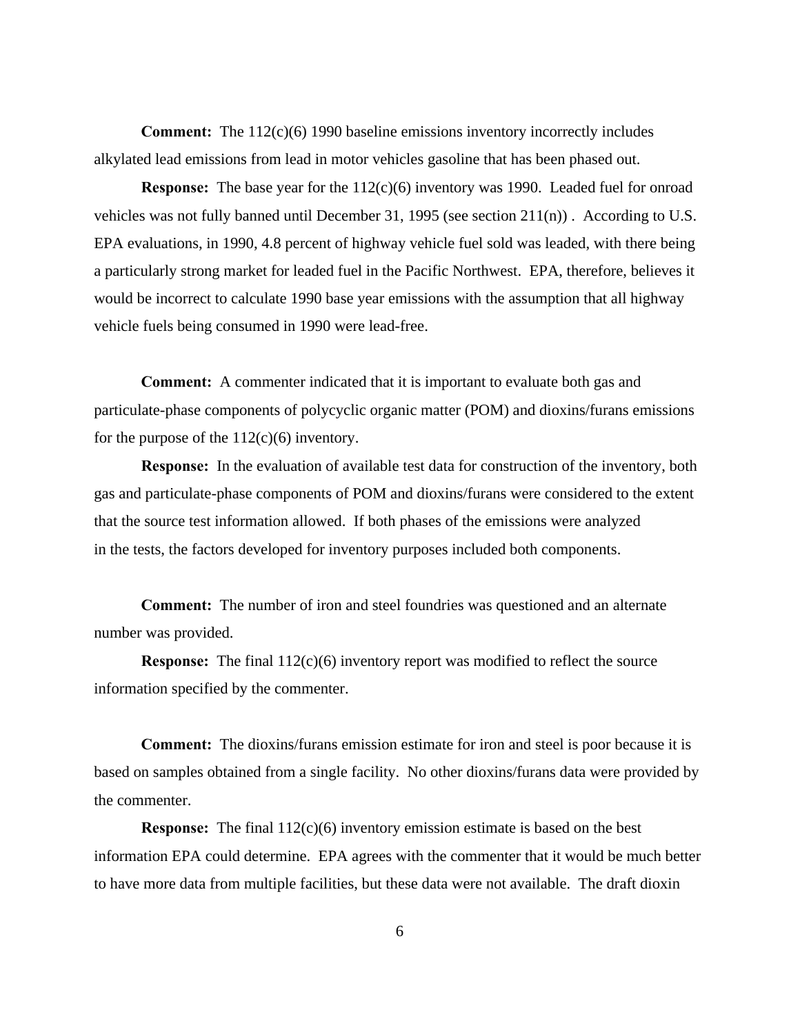**Comment:** The 112(c)(6) 1990 baseline emissions inventory incorrectly includes alkylated lead emissions from lead in motor vehicles gasoline that has been phased out.

**Response:** The base year for the 112(c)(6) inventory was 1990. Leaded fuel for onroad vehicles was not fully banned until December 31, 1995 (see section 211(n)) . According to U.S. EPA evaluations, in 1990, 4.8 percent of highway vehicle fuel sold was leaded, with there being a particularly strong market for leaded fuel in the Pacific Northwest. EPA, therefore, believes it would be incorrect to calculate 1990 base year emissions with the assumption that all highway vehicle fuels being consumed in 1990 were lead-free.

**Comment:** A commenter indicated that it is important to evaluate both gas and particulate-phase components of polycyclic organic matter (POM) and dioxins/furans emissions for the purpose of the 112(c)(6) inventory.

**Response:** In the evaluation of available test data for construction of the inventory, both gas and particulate-phase components of POM and dioxins/furans were considered to the extent that the source test information allowed. If both phases of the emissions were analyzed in the tests, the factors developed for inventory purposes included both components.

**Comment:** The number of iron and steel foundries was questioned and an alternate number was provided.

**Response:** The final 112(c)(6) inventory report was modified to reflect the source information specified by the commenter.

**Comment:** The dioxins/furans emission estimate for iron and steel is poor because it is based on samples obtained from a single facility. No other dioxins/furans data were provided by the commenter.

**Response:** The final 112(c)(6) inventory emission estimate is based on the best information EPA could determine. EPA agrees with the commenter that it would be much better to have more data from multiple facilities, but these data were not available. The draft dioxin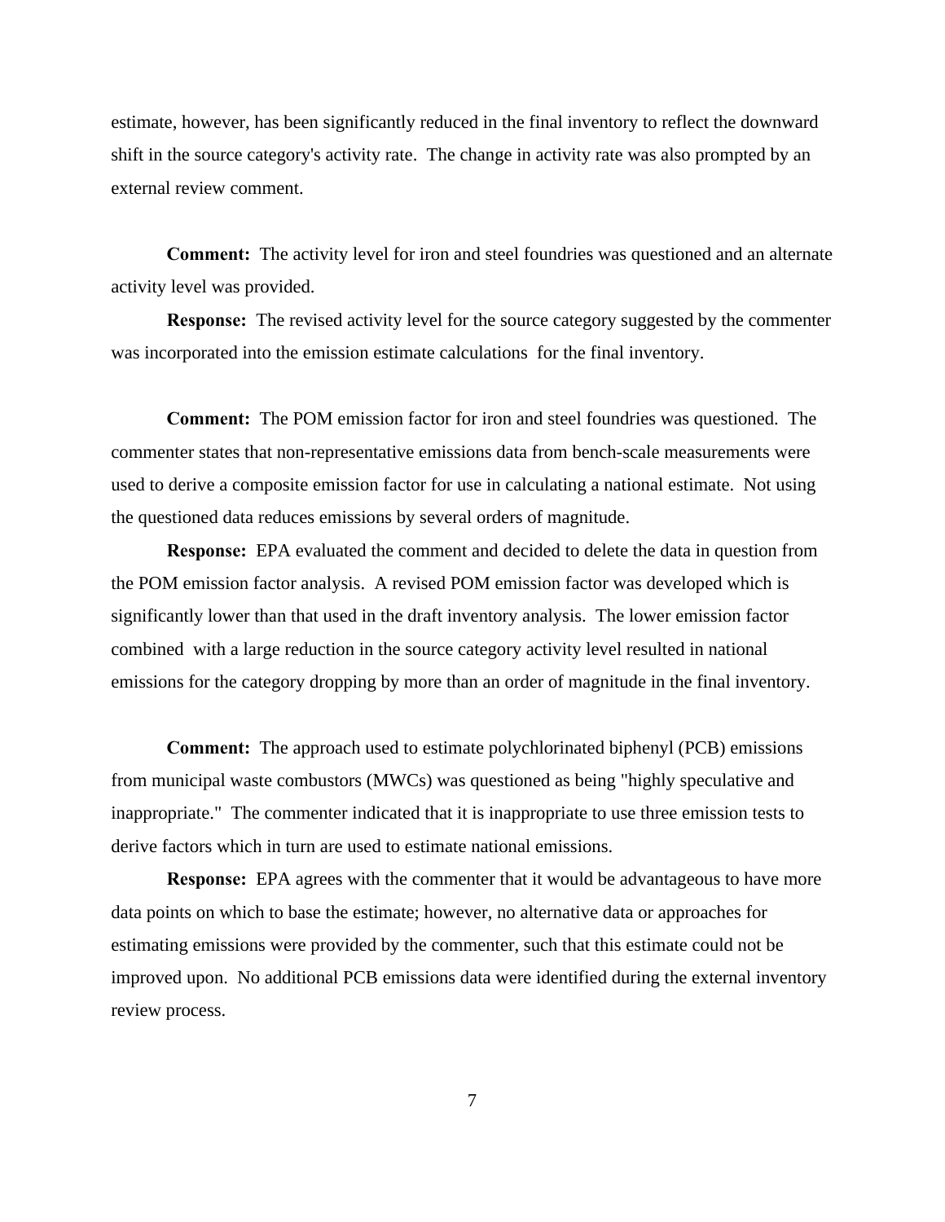estimate, however, has been significantly reduced in the final inventory to reflect the downward shift in the source category's activity rate. The change in activity rate was also prompted by an external review comment.

**Comment:** The activity level for iron and steel foundries was questioned and an alternate activity level was provided.

**Response:** The revised activity level for the source category suggested by the commenter was incorporated into the emission estimate calculations for the final inventory.

**Comment:** The POM emission factor for iron and steel foundries was questioned. The commenter states that non-representative emissions data from bench-scale measurements were used to derive a composite emission factor for use in calculating a national estimate. Not using the questioned data reduces emissions by several orders of magnitude.

**Response:** EPA evaluated the comment and decided to delete the data in question from the POM emission factor analysis. A revised POM emission factor was developed which is significantly lower than that used in the draft inventory analysis. The lower emission factor combined with a large reduction in the source category activity level resulted in national emissions for the category dropping by more than an order of magnitude in the final inventory.

**Comment:** The approach used to estimate polychlorinated biphenyl (PCB) emissions from municipal waste combustors (MWCs) was questioned as being "highly speculative and inappropriate." The commenter indicated that it is inappropriate to use three emission tests to derive factors which in turn are used to estimate national emissions.

**Response:** EPA agrees with the commenter that it would be advantageous to have more data points on which to base the estimate; however, no alternative data or approaches for estimating emissions were provided by the commenter, such that this estimate could not be improved upon. No additional PCB emissions data were identified during the external inventory review process.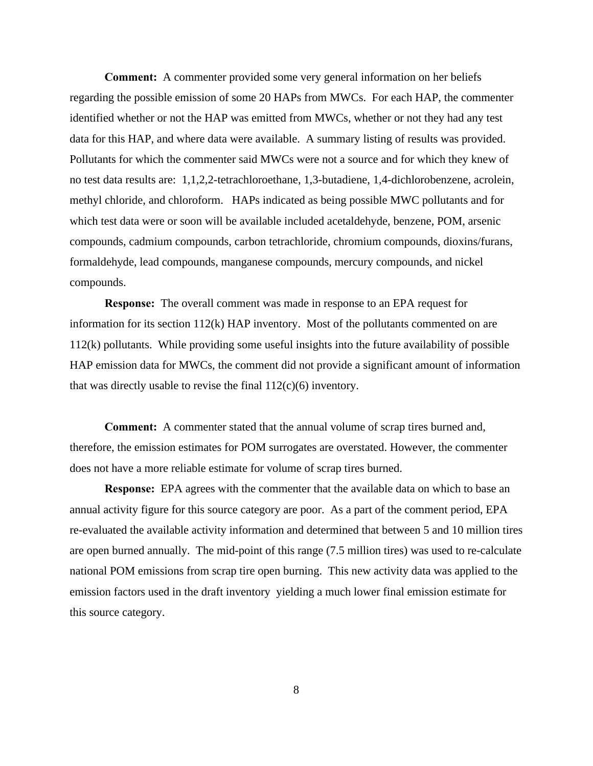**Comment:** A commenter provided some very general information on her beliefs regarding the possible emission of some 20 HAPs from MWCs. For each HAP, the commenter identified whether or not the HAP was emitted from MWCs, whether or not they had any test data for this HAP, and where data were available. A summary listing of results was provided. Pollutants for which the commenter said MWCs were not a source and for which they knew of no test data results are: 1,1,2,2-tetrachloroethane, 1,3-butadiene, 1,4-dichlorobenzene, acrolein, methyl chloride, and chloroform. HAPs indicated as being possible MWC pollutants and for which test data were or soon will be available included acetaldehyde, benzene, POM, arsenic compounds, cadmium compounds, carbon tetrachloride, chromium compounds, dioxins/furans, formaldehyde, lead compounds, manganese compounds, mercury compounds, and nickel compounds.

**Response:** The overall comment was made in response to an EPA request for information for its section 112(k) HAP inventory. Most of the pollutants commented on are 112(k) pollutants. While providing some useful insights into the future availability of possible HAP emission data for MWCs, the comment did not provide a significant amount of information that was directly usable to revise the final 112(c)(6) inventory.

**Comment:** A commenter stated that the annual volume of scrap tires burned and, therefore, the emission estimates for POM surrogates are overstated. However, the commenter does not have a more reliable estimate for volume of scrap tires burned.

**Response:** EPA agrees with the commenter that the available data on which to base an annual activity figure for this source category are poor. As a part of the comment period, EPA re-evaluated the available activity information and determined that between 5 and 10 million tires are open burned annually. The mid-point of this range (7.5 million tires) was used to re-calculate national POM emissions from scrap tire open burning. This new activity data was applied to the emission factors used in the draft inventory yielding a much lower final emission estimate for this source category.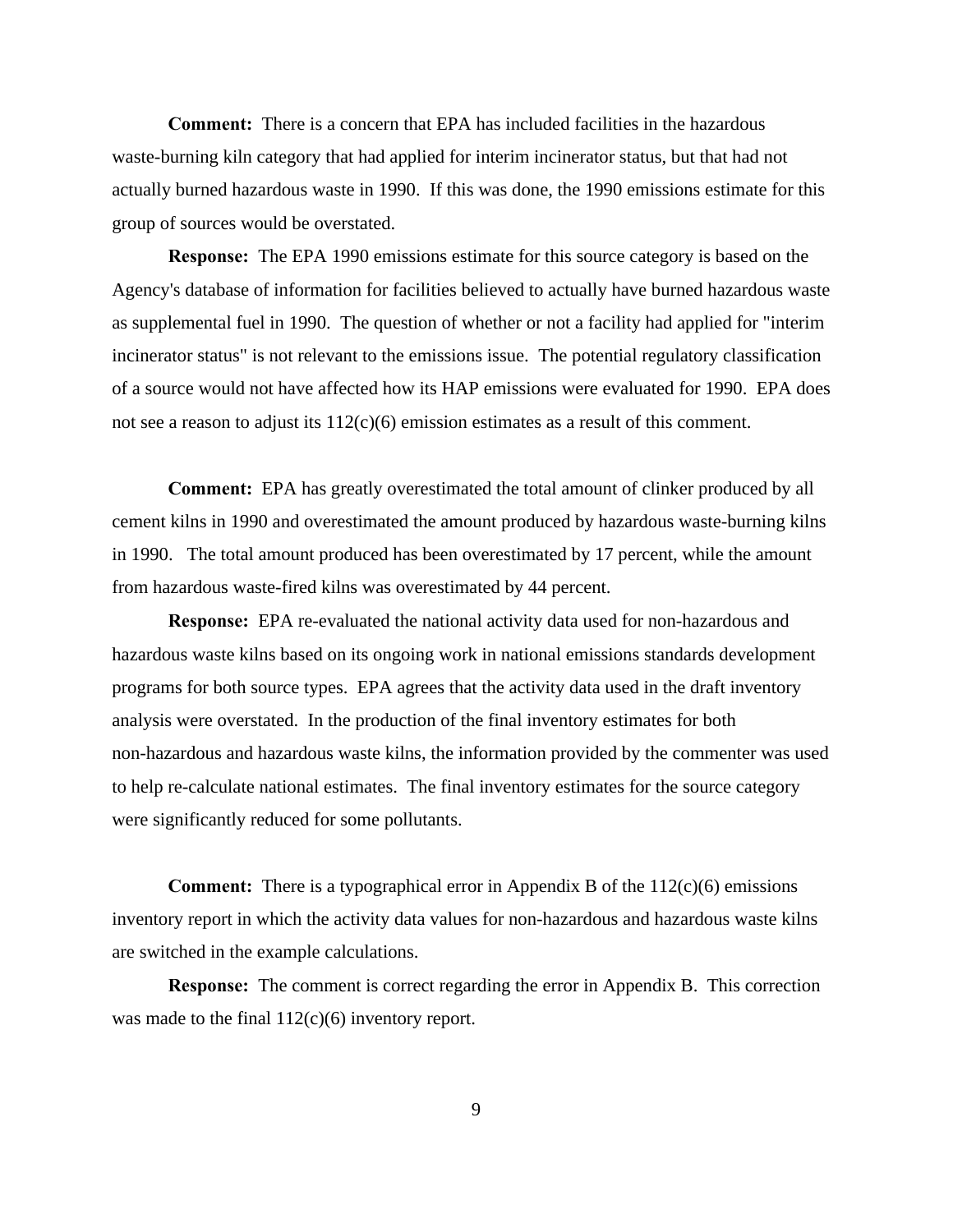**Comment:** There is a concern that EPA has included facilities in the hazardous waste-burning kiln category that had applied for interim incinerator status, but that had not actually burned hazardous waste in 1990. If this was done, the 1990 emissions estimate for this group of sources would be overstated.

**Response:** The EPA 1990 emissions estimate for this source category is based on the Agency's database of information for facilities believed to actually have burned hazardous waste as supplemental fuel in 1990. The question of whether or not a facility had applied for "interim incinerator status" is not relevant to the emissions issue. The potential regulatory classification of a source would not have affected how its HAP emissions were evaluated for 1990. EPA does not see a reason to adjust its 112(c)(6) emission estimates as a result of this comment.

**Comment:** EPA has greatly overestimated the total amount of clinker produced by all cement kilns in 1990 and overestimated the amount produced by hazardous waste-burning kilns in 1990. The total amount produced has been overestimated by 17 percent, while the amount from hazardous waste-fired kilns was overestimated by 44 percent.

**Response:** EPA re-evaluated the national activity data used for non-hazardous and hazardous waste kilns based on its ongoing work in national emissions standards development programs for both source types. EPA agrees that the activity data used in the draft inventory analysis were overstated. In the production of the final inventory estimates for both non-hazardous and hazardous waste kilns, the information provided by the commenter was used to help re-calculate national estimates. The final inventory estimates for the source category were significantly reduced for some pollutants.

**Comment:** There is a typographical error in Appendix B of the 112(c)(6) emissions inventory report in which the activity data values for non-hazardous and hazardous waste kilns are switched in the example calculations.

**Response:** The comment is correct regarding the error in Appendix B. This correction was made to the final 112(c)(6) inventory report.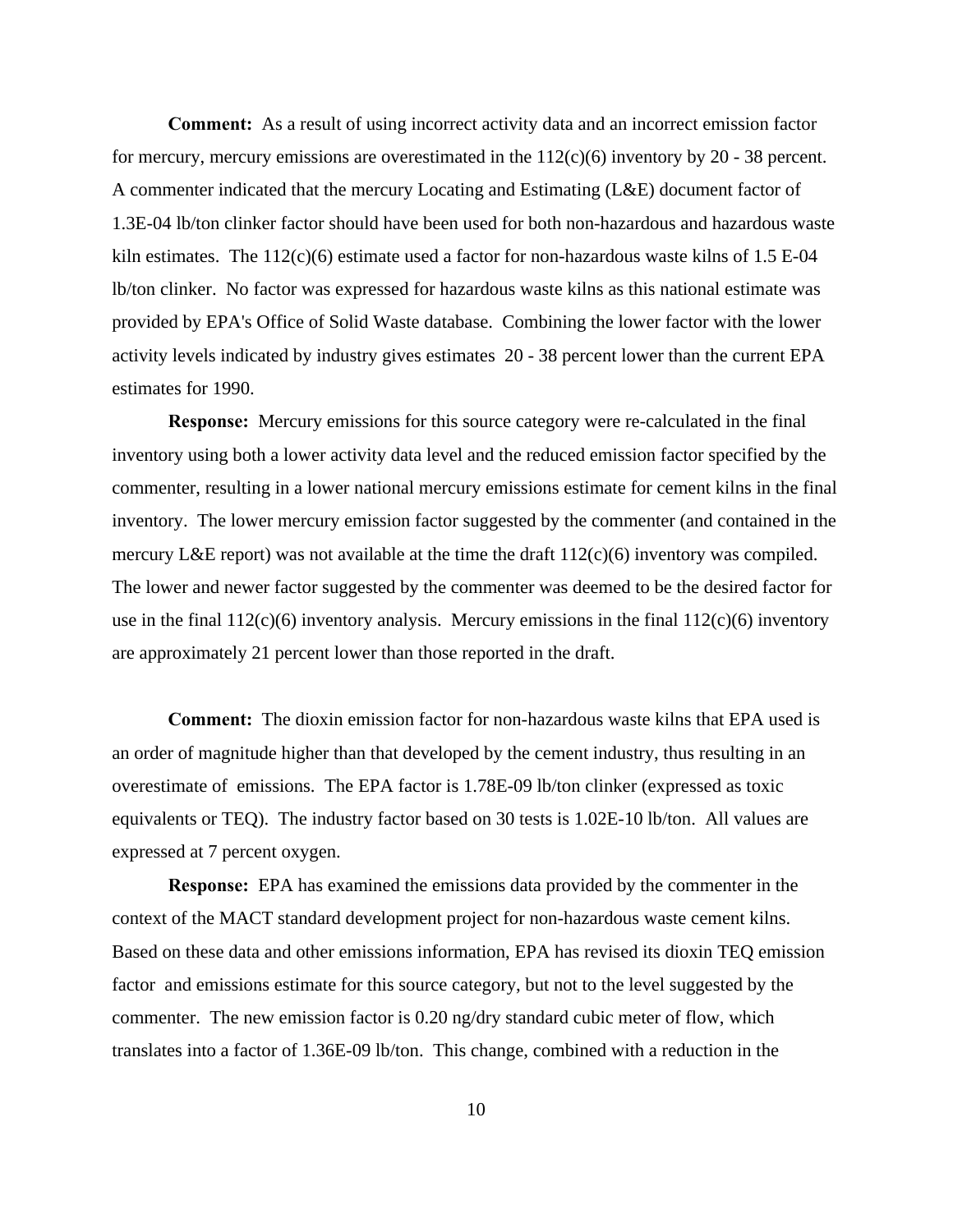**Comment:** As a result of using incorrect activity data and an incorrect emission factor for mercury, mercury emissions are overestimated in the 112(c)(6) inventory by 20 - 38 percent. A commenter indicated that the mercury Locating and Estimating (L&E) document factor of 1.3E-04 lb/ton clinker factor should have been used for both non-hazardous and hazardous waste kiln estimates. The 112(c)(6) estimate used a factor for non-hazardous waste kilns of 1.5 E-04 lb/ton clinker. No factor was expressed for hazardous waste kilns as this national estimate was provided by EPA's Office of Solid Waste database. Combining the lower factor with the lower activity levels indicated by industry gives estimates 20 - 38 percent lower than the current EPA estimates for 1990.

**Response:** Mercury emissions for this source category were re-calculated in the final inventory using both a lower activity data level and the reduced emission factor specified by the commenter, resulting in a lower national mercury emissions estimate for cement kilns in the final inventory. The lower mercury emission factor suggested by the commenter (and contained in the mercury L&E report) was not available at the time the draft 112(c)(6) inventory was compiled. The lower and newer factor suggested by the commenter was deemed to be the desired factor for use in the final 112(c)(6) inventory analysis. Mercury emissions in the final 112(c)(6) inventory are approximately 21 percent lower than those reported in the draft.

**Comment:** The dioxin emission factor for non-hazardous waste kilns that EPA used is an order of magnitude higher than that developed by the cement industry, thus resulting in an overestimate of emissions. The EPA factor is 1.78E-09 lb/ton clinker (expressed as toxic equivalents or TEQ). The industry factor based on 30 tests is 1.02E-10 lb/ton. All values are expressed at 7 percent oxygen.

**Response:** EPA has examined the emissions data provided by the commenter in the context of the MACT standard development project for non-hazardous waste cement kilns. Based on these data and other emissions information, EPA has revised its dioxin TEQ emission factor and emissions estimate for this source category, but not to the level suggested by the commenter. The new emission factor is 0.20 ng/dry standard cubic meter of flow, which translates into a factor of 1.36E-09 lb/ton. This change, combined with a reduction in the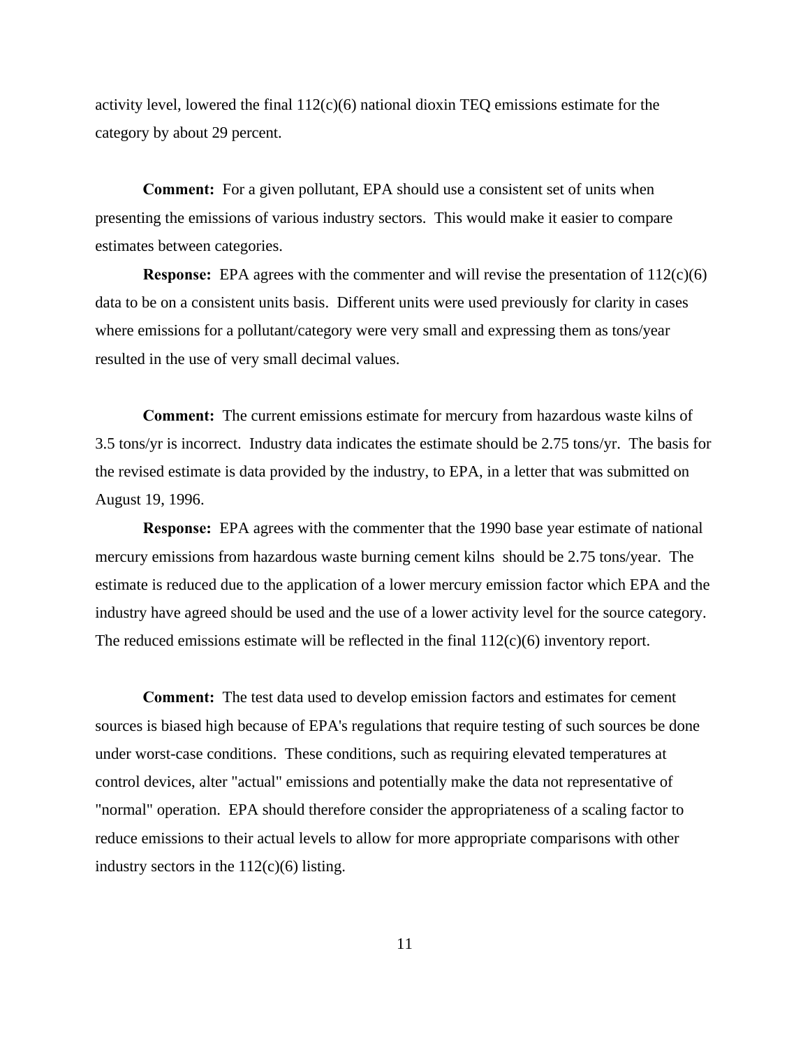activity level, lowered the final 112(c)(6) national dioxin TEQ emissions estimate for the category by about 29 percent.

**Comment:** For a given pollutant, EPA should use a consistent set of units when presenting the emissions of various industry sectors. This would make it easier to compare estimates between categories.

**Response:** EPA agrees with the commenter and will revise the presentation of 112(c)(6) data to be on a consistent units basis. Different units were used previously for clarity in cases where emissions for a pollutant/category were very small and expressing them as tons/year resulted in the use of very small decimal values.

**Comment:** The current emissions estimate for mercury from hazardous waste kilns of 3.5 tons/yr is incorrect. Industry data indicates the estimate should be 2.75 tons/yr. The basis for the revised estimate is data provided by the industry, to EPA, in a letter that was submitted on August 19, 1996.

**Response:** EPA agrees with the commenter that the 1990 base year estimate of national mercury emissions from hazardous waste burning cement kilns should be 2.75 tons/year. The estimate is reduced due to the application of a lower mercury emission factor which EPA and the industry have agreed should be used and the use of a lower activity level for the source category. The reduced emissions estimate will be reflected in the final 112(c)(6) inventory report.

**Comment:** The test data used to develop emission factors and estimates for cement sources is biased high because of EPA's regulations that require testing of such sources be done under worst-case conditions. These conditions, such as requiring elevated temperatures at control devices, alter "actual" emissions and potentially make the data not representative of "normal" operation. EPA should therefore consider the appropriateness of a scaling factor to reduce emissions to their actual levels to allow for more appropriate comparisons with other industry sectors in the 112(c)(6) listing.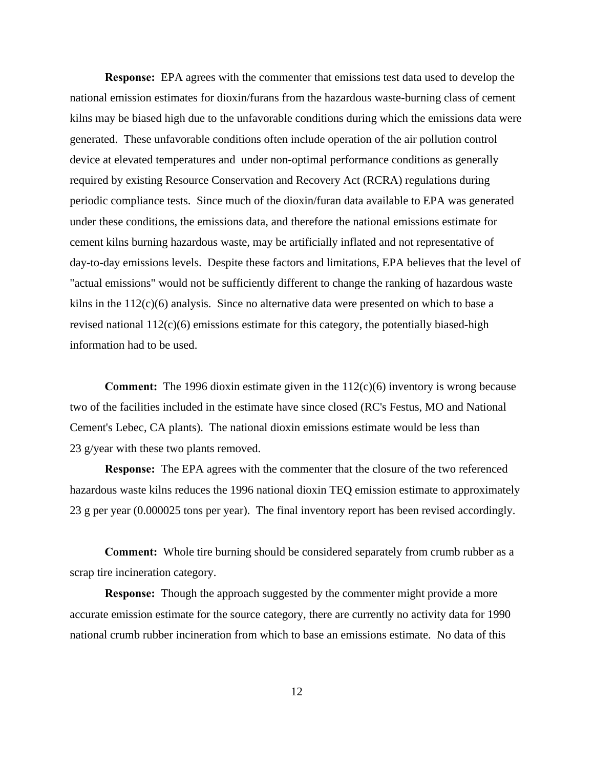**Response:** EPA agrees with the commenter that emissions test data used to develop the national emission estimates for dioxin/furans from the hazardous waste-burning class of cement kilns may be biased high due to the unfavorable conditions during which the emissions data were generated. These unfavorable conditions often include operation of the air pollution control device at elevated temperatures and under non-optimal performance conditions as generally required by existing Resource Conservation and Recovery Act (RCRA) regulations during periodic compliance tests. Since much of the dioxin/furan data available to EPA was generated under these conditions, the emissions data, and therefore the national emissions estimate for cement kilns burning hazardous waste, may be artificially inflated and not representative of day-to-day emissions levels. Despite these factors and limitations, EPA believes that the level of "actual emissions" would not be sufficiently different to change the ranking of hazardous waste kilns in the 112(c)(6) analysis. Since no alternative data were presented on which to base a revised national 112(c)(6) emissions estimate for this category, the potentially biased-high information had to be used.

**Comment:** The 1996 dioxin estimate given in the 112(c)(6) inventory is wrong because two of the facilities included in the estimate have since closed (RC's Festus, MO and National Cement's Lebec, CA plants). The national dioxin emissions estimate would be less than 23 g/year with these two plants removed.

**Response:** The EPA agrees with the commenter that the closure of the two referenced hazardous waste kilns reduces the 1996 national dioxin TEQ emission estimate to approximately 23 g per year (0.000025 tons per year). The final inventory report has been revised accordingly.

**Comment:** Whole tire burning should be considered separately from crumb rubber as a scrap tire incineration category.

**Response:** Though the approach suggested by the commenter might provide a more accurate emission estimate for the source category, there are currently no activity data for 1990 national crumb rubber incineration from which to base an emissions estimate. No data of this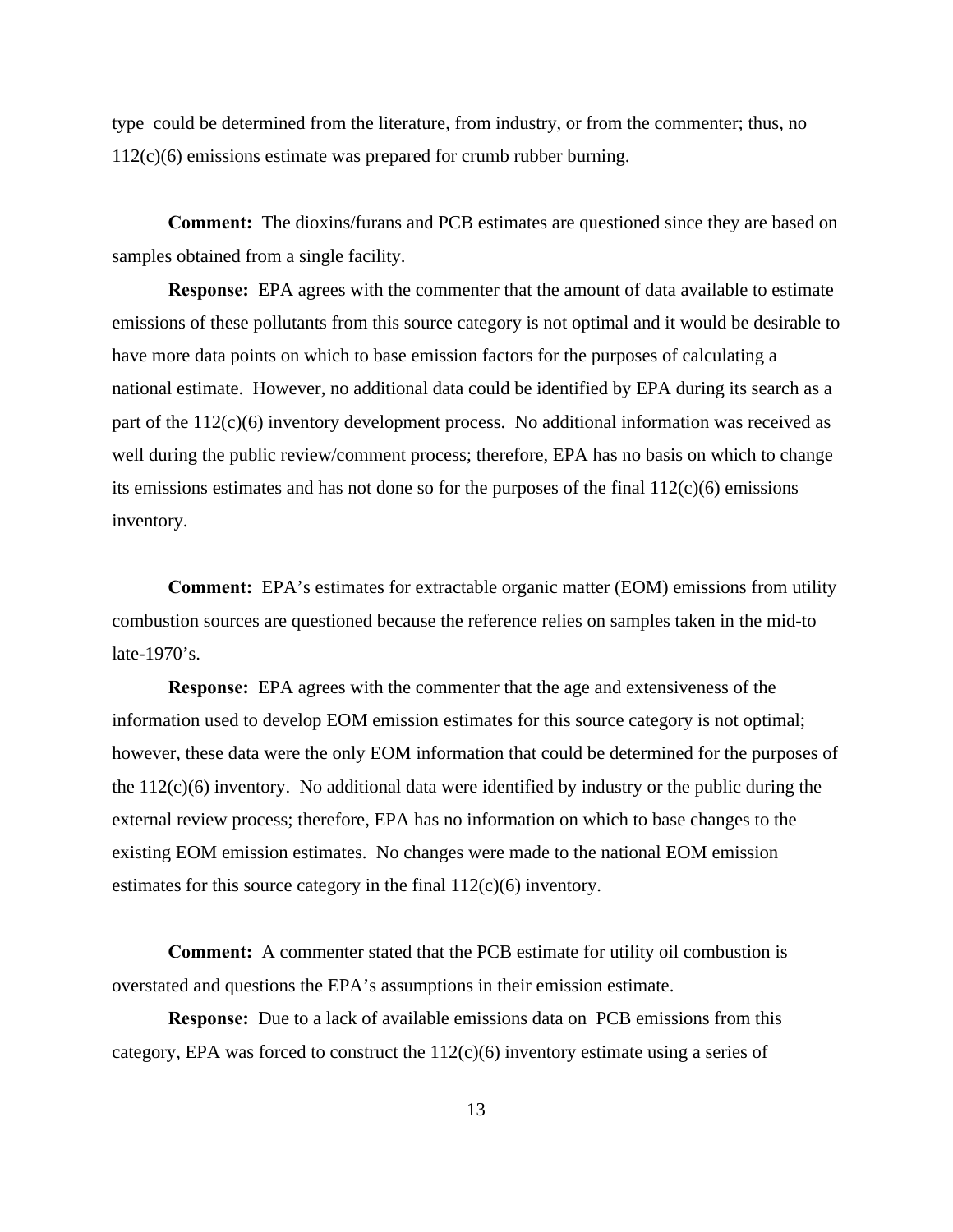type could be determined from the literature, from industry, or from the commenter; thus, no 112(c)(6) emissions estimate was prepared for crumb rubber burning.

**Comment:** The dioxins/furans and PCB estimates are questioned since they are based on samples obtained from a single facility.

**Response:** EPA agrees with the commenter that the amount of data available to estimate emissions of these pollutants from this source category is not optimal and it would be desirable to have more data points on which to base emission factors for the purposes of calculating a national estimate. However, no additional data could be identified by EPA during its search as a part of the 112(c)(6) inventory development process. No additional information was received as well during the public review/comment process; therefore, EPA has no basis on which to change its emissions estimates and has not done so for the purposes of the final 112(c)(6) emissions inventory.

**Comment:** EPA's estimates for extractable organic matter (EOM) emissions from utility combustion sources are questioned because the reference relies on samples taken in the mid-to late-1970's.

**Response:** EPA agrees with the commenter that the age and extensiveness of the information used to develop EOM emission estimates for this source category is not optimal; however, these data were the only EOM information that could be determined for the purposes of the 112(c)(6) inventory. No additional data were identified by industry or the public during the external review process; therefore, EPA has no information on which to base changes to the existing EOM emission estimates. No changes were made to the national EOM emission estimates for this source category in the final 112(c)(6) inventory.

**Comment:** A commenter stated that the PCB estimate for utility oil combustion is overstated and questions the EPA's assumptions in their emission estimate.

**Response:** Due to a lack of available emissions data on PCB emissions from this category, EPA was forced to construct the 112(c)(6) inventory estimate using a series of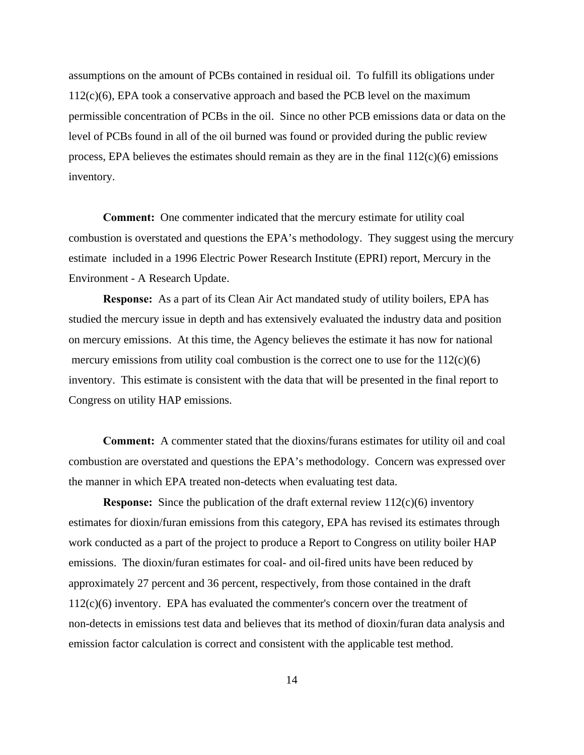assumptions on the amount of PCBs contained in residual oil. To fulfill its obligations under 112(c)(6), EPA took a conservative approach and based the PCB level on the maximum permissible concentration of PCBs in the oil. Since no other PCB emissions data or data on the level of PCBs found in all of the oil burned was found or provided during the public review process, EPA believes the estimates should remain as they are in the final 112(c)(6) emissions inventory.

**Comment:** One commenter indicated that the mercury estimate for utility coal combustion is overstated and questions the EPA's methodology. They suggest using the mercury estimate included in a 1996 Electric Power Research Institute (EPRI) report, Mercury in the Environment - A Research Update.

**Response:** As a part of its Clean Air Act mandated study of utility boilers, EPA has studied the mercury issue in depth and has extensively evaluated the industry data and position on mercury emissions. At this time, the Agency believes the estimate it has now for national mercury emissions from utility coal combustion is the correct one to use for the 112(c)(6) inventory. This estimate is consistent with the data that will be presented in the final report to Congress on utility HAP emissions.

**Comment:** A commenter stated that the dioxins/furans estimates for utility oil and coal combustion are overstated and questions the EPA's methodology. Concern was expressed over the manner in which EPA treated non-detects when evaluating test data.

**Response:** Since the publication of the draft external review 112(c)(6) inventory estimates for dioxin/furan emissions from this category, EPA has revised its estimates through work conducted as a part of the project to produce a Report to Congress on utility boiler HAP emissions. The dioxin/furan estimates for coal- and oil-fired units have been reduced by approximately 27 percent and 36 percent, respectively, from those contained in the draft 112(c)(6) inventory. EPA has evaluated the commenter's concern over the treatment of non-detects in emissions test data and believes that its method of dioxin/furan data analysis and emission factor calculation is correct and consistent with the applicable test method.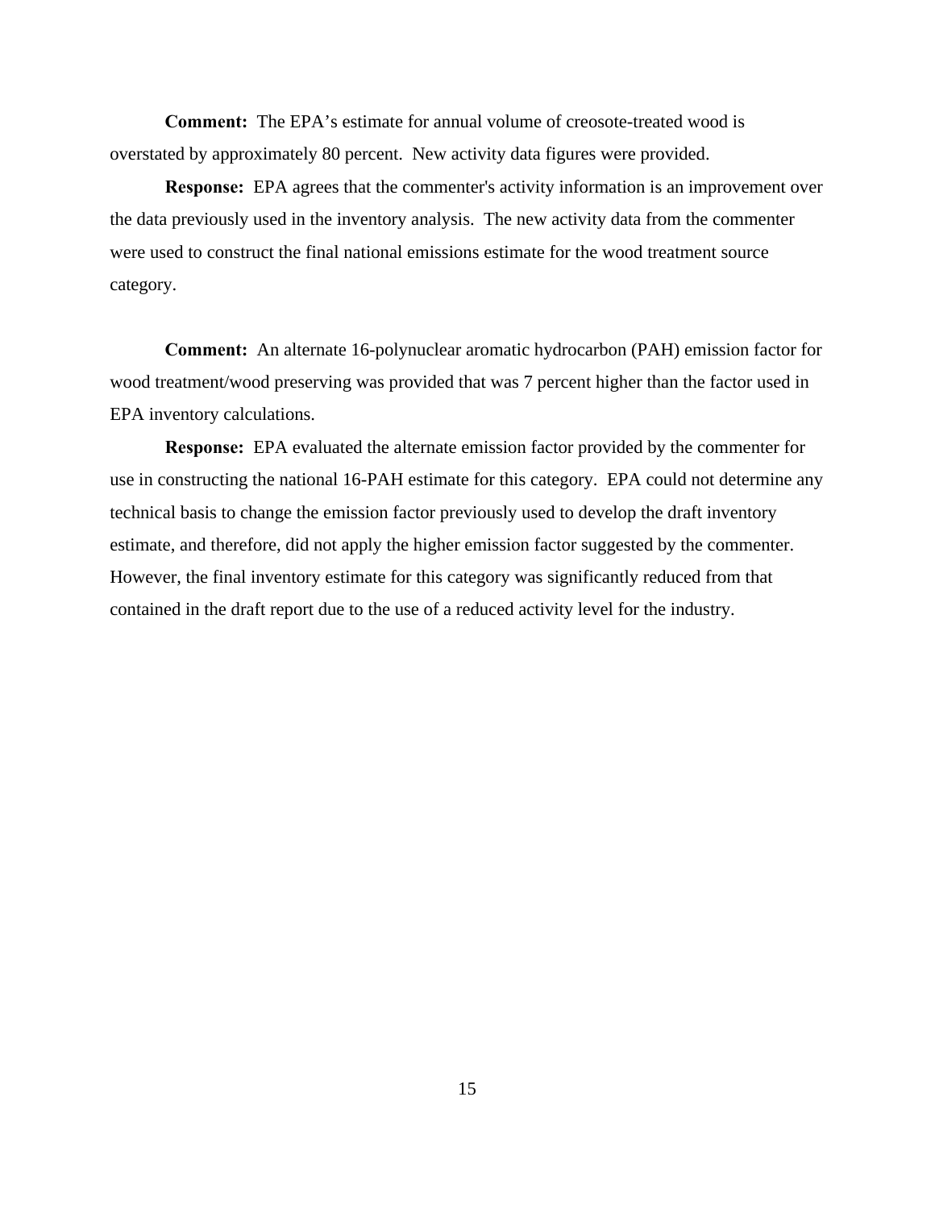**Comment:** The EPA's estimate for annual volume of creosote-treated wood is overstated by approximately 80 percent. New activity data figures were provided.

**Response:** EPA agrees that the commenter's activity information is an improvement over the data previously used in the inventory analysis. The new activity data from the commenter were used to construct the final national emissions estimate for the wood treatment source category.

**Comment:** An alternate 16-polynuclear aromatic hydrocarbon (PAH) emission factor for wood treatment/wood preserving was provided that was 7 percent higher than the factor used in EPA inventory calculations.

**Response:** EPA evaluated the alternate emission factor provided by the commenter for use in constructing the national 16-PAH estimate for this category. EPA could not determine any technical basis to change the emission factor previously used to develop the draft inventory estimate, and therefore, did not apply the higher emission factor suggested by the commenter. However, the final inventory estimate for this category was significantly reduced from that contained in the draft report due to the use of a reduced activity level for the industry.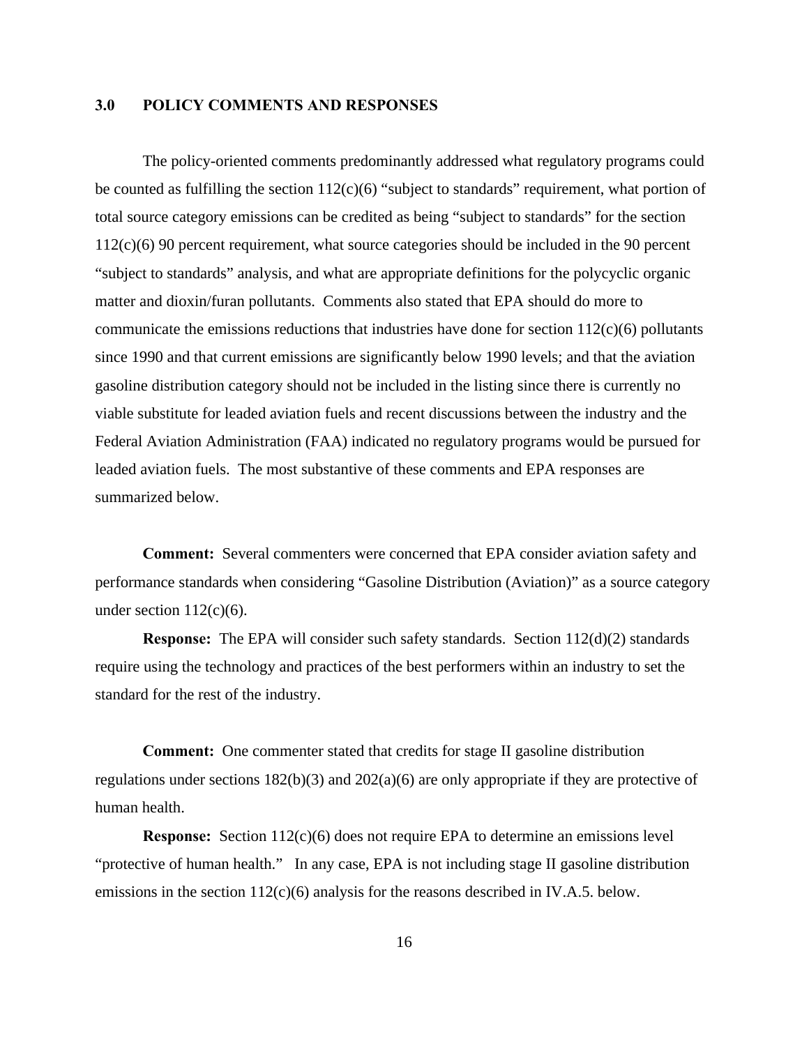## 3.0 POLICY COMMENTS AND RESPONSES

The policy-oriented comments predominantly addressed what regulatory programs could be counted as fulfilling the section 112(c)(6) "subject to standards" requirement, what portion of total source category emissions can be credited as being "subject to standards" for the section 112(c)(6) 90 percent requirement, what source categories should be included in the 90 percent "subject to standards" analysis, and what are appropriate definitions for the polycyclic organic matter and dioxin/furan pollutants. Comments also stated that EPA should do more to communicate the emissions reductions that industries have done for section 112(c)(6) pollutants since 1990 and that current emissions are significantly below 1990 levels; and that the aviation gasoline distribution category should not be included in the listing since there is currently no viable substitute for leaded aviation fuels and recent discussions between the industry and the Federal Aviation Administration (FAA) indicated no regulatory programs would be pursued for leaded aviation fuels. The most substantive of these comments and EPA responses are summarized below.

**Comment:** Several commenters were concerned that EPA consider aviation safety and performance standards when considering "Gasoline Distribution (Aviation)" as a source category under section 112(c)(6).

**Response:** The EPA will consider such safety standards. Section 112(d)(2) standards require using the technology and practices of the best performers within an industry to set the standard for the rest of the industry.

**Comment:** One commenter stated that credits for stage II gasoline distribution regulations under sections 182(b)(3) and 202(a)(6) are only appropriate if they are protective of human health.

**Response:** Section 112(c)(6) does not require EPA to determine an emissions level "protective of human health." In any case, EPA is not including stage II gasoline distribution emissions in the section 112(c)(6) analysis for the reasons described in IV.A.5. below.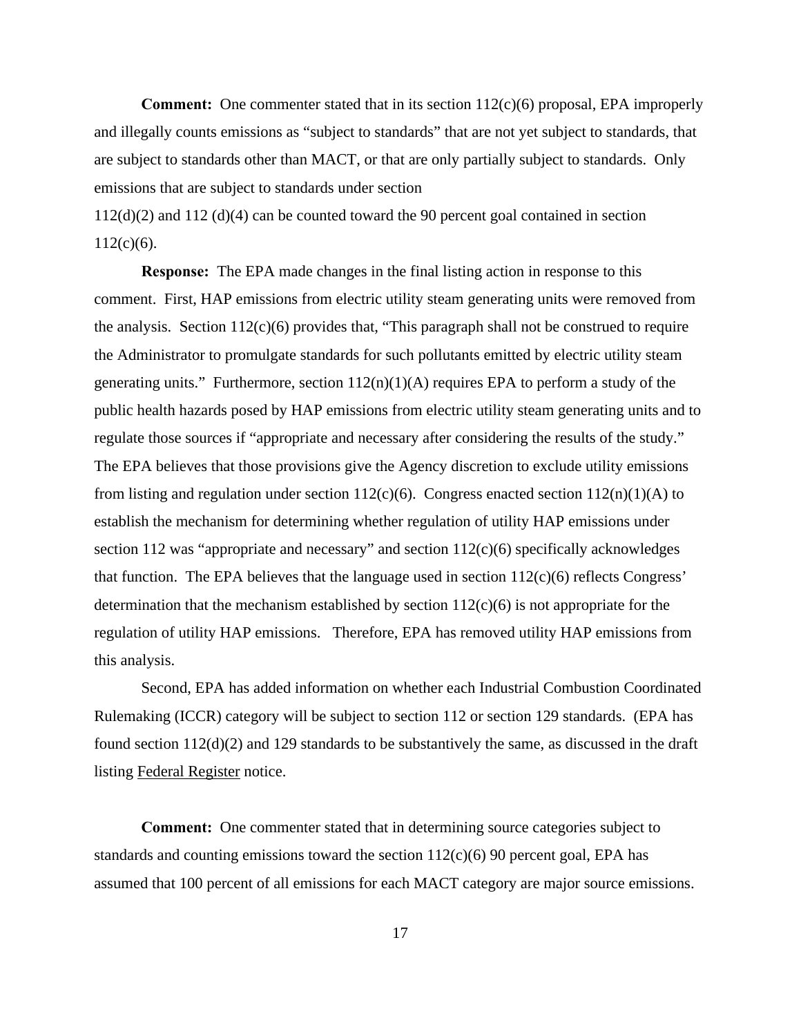**Comment:** One commenter stated that in its section 112(c)(6) proposal, EPA improperly and illegally counts emissions as "subject to standards" that are not yet subject to standards, that are subject to standards other than MACT, or that are only partially subject to standards. Only emissions that are subject to standards under section 112(d)(2) and 112 (d)(4) can be counted toward the 90 percent goal contained in section 112(c)(6).

**Response:** The EPA made changes in the final listing action in response to this comment. First, HAP emissions from electric utility steam generating units were removed from the analysis. Section 112(c)(6) provides that, "This paragraph shall not be construed to require the Administrator to promulgate standards for such pollutants emitted by electric utility steam generating units." Furthermore, section 112(n)(1)(A) requires EPA to perform a study of the public health hazards posed by HAP emissions from electric utility steam generating units and to regulate those sources if "appropriate and necessary after considering the results of the study." The EPA believes that those provisions give the Agency discretion to exclude utility emissions from listing and regulation under section 112(c)(6). Congress enacted section 112(n)(1)(A) to establish the mechanism for determining whether regulation of utility HAP emissions under section 112 was "appropriate and necessary" and section 112(c)(6) specifically acknowledges that function. The EPA believes that the language used in section 112(c)(6) reflects Congress' determination that the mechanism established by section 112(c)(6) is not appropriate for the regulation of utility HAP emissions. Therefore, EPA has removed utility HAP emissions from this analysis.

Second, EPA has added information on whether each Industrial Combustion Coordinated Rulemaking (ICCR) category will be subject to section 112 or section 129 standards. (EPA has found section 112(d)(2) and 129 standards to be substantively the same, as discussed in the draft listing Federal Register notice.

**Comment:** One commenter stated that in determining source categories subject to standards and counting emissions toward the section 112(c)(6) 90 percent goal, EPA has assumed that 100 percent of all emissions for each MACT category are major source emissions.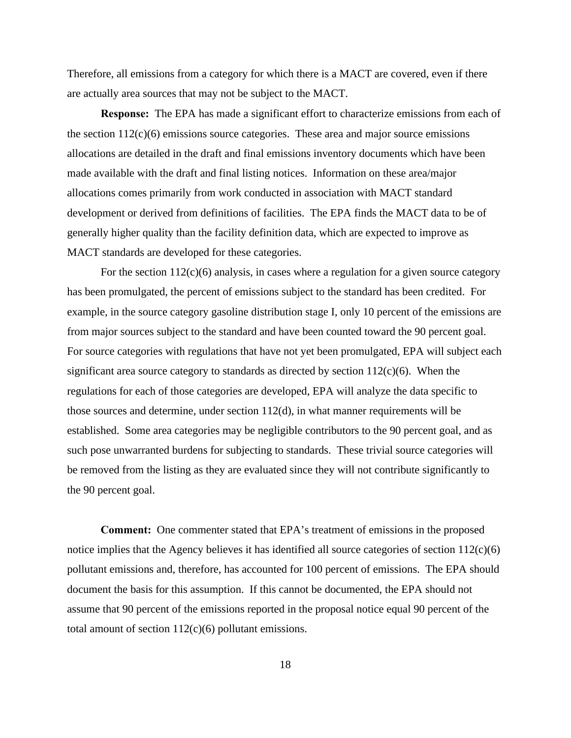Therefore, all emissions from a category for which there is a MACT are covered, even if there are actually area sources that may not be subject to the MACT.

**Response:** The EPA has made a significant effort to characterize emissions from each of the section 112(c)(6) emissions source categories. These area and major source emissions allocations are detailed in the draft and final emissions inventory documents which have been made available with the draft and final listing notices. Information on these area/major allocations comes primarily from work conducted in association with MACT standard development or derived from definitions of facilities. The EPA finds the MACT data to be of generally higher quality than the facility definition data, which are expected to improve as MACT standards are developed for these categories.

For the section 112(c)(6) analysis, in cases where a regulation for a given source category has been promulgated, the percent of emissions subject to the standard has been credited. For example, in the source category gasoline distribution stage I, only 10 percent of the emissions are from major sources subject to the standard and have been counted toward the 90 percent goal. For source categories with regulations that have not yet been promulgated, EPA will subject each significant area source category to standards as directed by section 112(c)(6). When the regulations for each of those categories are developed, EPA will analyze the data specific to those sources and determine, under section 112(d), in what manner requirements will be established. Some area categories may be negligible contributors to the 90 percent goal, and as such pose unwarranted burdens for subjecting to standards. These trivial source categories will be removed from the listing as they are evaluated since they will not contribute significantly to the 90 percent goal.

**Comment:** One commenter stated that EPA's treatment of emissions in the proposed notice implies that the Agency believes it has identified all source categories of section 112(c)(6) pollutant emissions and, therefore, has accounted for 100 percent of emissions. The EPA should document the basis for this assumption. If this cannot be documented, the EPA should not assume that 90 percent of the emissions reported in the proposal notice equal 90 percent of the total amount of section 112(c)(6) pollutant emissions.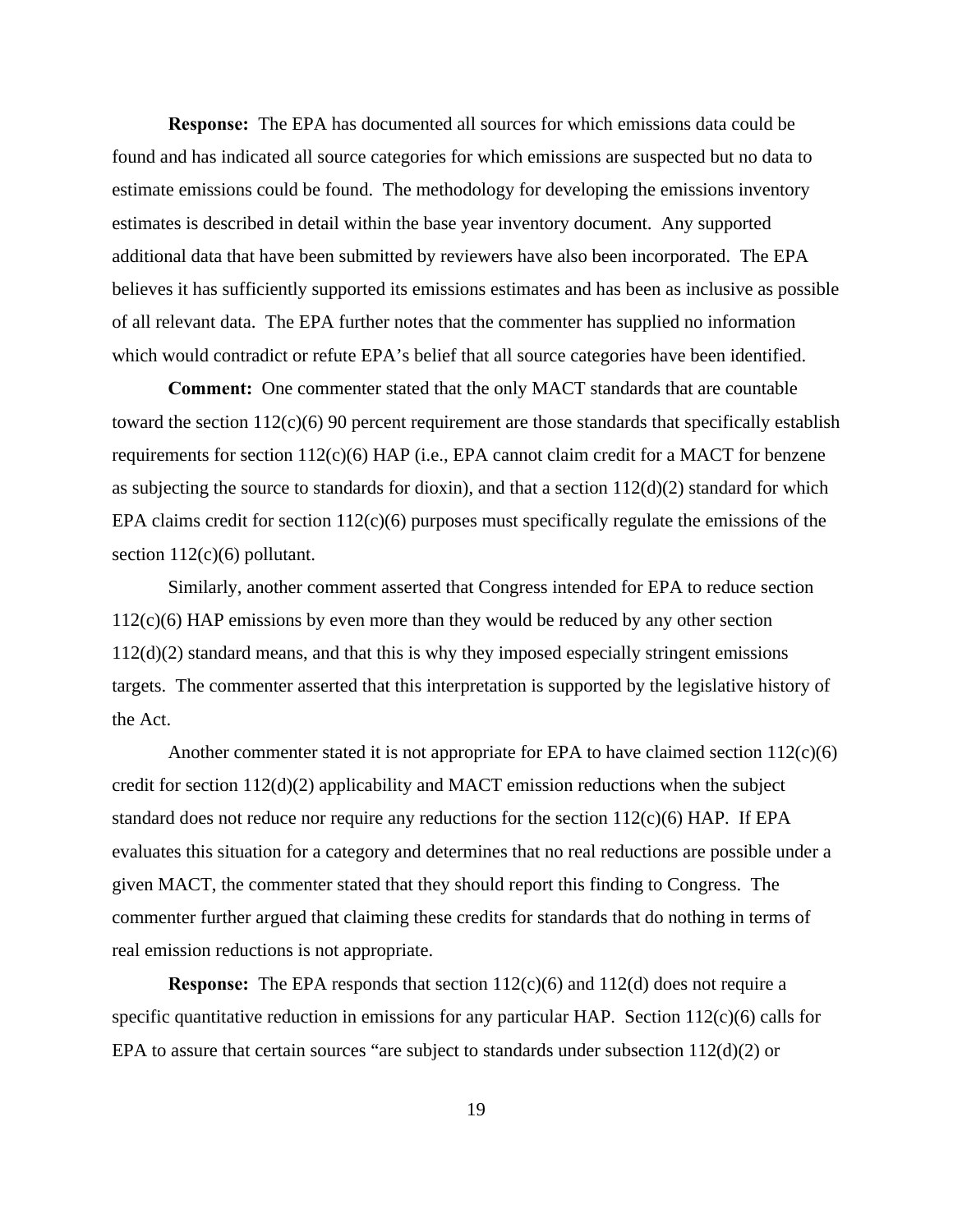**Response:** The EPA has documented all sources for which emissions data could be found and has indicated all source categories for which emissions are suspected but no data to estimate emissions could be found. The methodology for developing the emissions inventory estimates is described in detail within the base year inventory document. Any supported additional data that have been submitted by reviewers have also been incorporated. The EPA believes it has sufficiently supported its emissions estimates and has been as inclusive as possible of all relevant data. The EPA further notes that the commenter has supplied no information which would contradict or refute EPA's belief that all source categories have been identified.

**Comment:** One commenter stated that the only MACT standards that are countable toward the section 112(c)(6) 90 percent requirement are those standards that specifically establish requirements for section 112(c)(6) HAP (i.e., EPA cannot claim credit for a MACT for benzene as subjecting the source to standards for dioxin), and that a section 112(d)(2) standard for which EPA claims credit for section 112(c)(6) purposes must specifically regulate the emissions of the section 112(c)(6) pollutant.

Similarly, another comment asserted that Congress intended for EPA to reduce section 112(c)(6) HAP emissions by even more than they would be reduced by any other section 112(d)(2) standard means, and that this is why they imposed especially stringent emissions targets. The commenter asserted that this interpretation is supported by the legislative history of the Act.

Another commenter stated it is not appropriate for EPA to have claimed section 112(c)(6) credit for section 112(d)(2) applicability and MACT emission reductions when the subject standard does not reduce nor require any reductions for the section 112(c)(6) HAP. If EPA evaluates this situation for a category and determines that no real reductions are possible under a given MACT, the commenter stated that they should report this finding to Congress. The commenter further argued that claiming these credits for standards that do nothing in terms of real emission reductions is not appropriate.

**Response:** The EPA responds that section 112(c)(6) and 112(d) does not require a specific quantitative reduction in emissions for any particular HAP. Section 112(c)(6) calls for EPA to assure that certain sources "are subject to standards under subsection 112(d)(2) or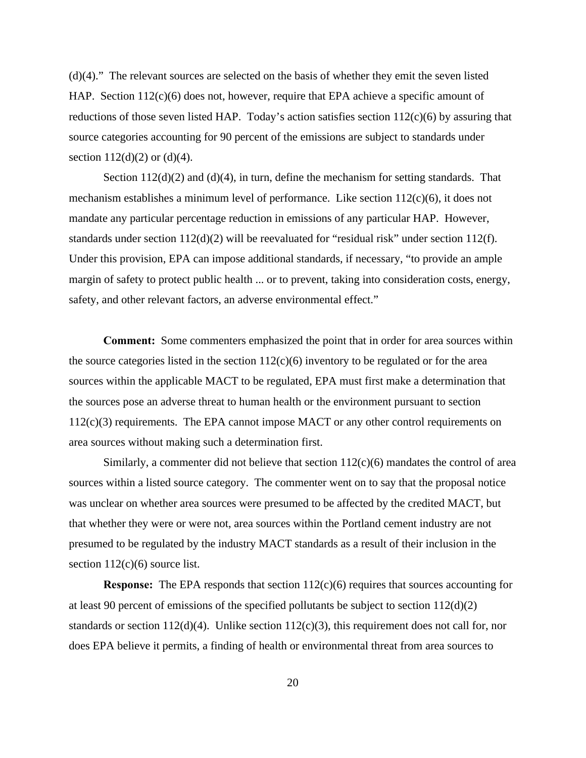(d)(4)."  The relevant sources are selected on the basis of whether they emit the seven listed HAP.  Section 112(c)(6) does not, however, require that EPA achieve a specific amount of reductions of those seven listed HAP.  Today's action satisfies section 112(c)(6) by assuring that source categories accounting for 90 percent of the emissions are subject to standards under section 112(d)(2) or (d)(4).

Section 112(d)(2) and (d)(4), in turn, define the mechanism for setting standards.  That mechanism establishes a minimum level of performance.  Like section 112(c)(6), it does not mandate any particular percentage reduction in emissions of any particular HAP.  However, standards under section 112(d)(2) will be reevaluated for "residual risk" under section 112(f).  Under this provision, EPA can impose additional standards, if necessary, "to provide an ample margin of safety to protect public health ... or to prevent, taking into consideration costs, energy, safety, and other relevant factors, an adverse environmental effect."

**Comment:**  Some commenters emphasized the point that in order for area sources within the source categories listed in the section 112(c)(6) inventory to be regulated or for the area sources within the applicable MACT to be regulated, EPA must first make a determination that the sources pose an adverse threat to human health or the environment pursuant to section 112(c)(3) requirements.  The EPA cannot impose MACT or any other control requirements on area sources without making such a determination first.

Similarly, a commenter did not believe that section 112(c)(6) mandates the control of area sources within a listed source category.  The commenter went on to say that the proposal notice was unclear on whether area sources were presumed to be affected by the credited MACT, but that whether they were or were not, area sources within the Portland cement industry are not presumed to be regulated by the industry MACT standards as a result of their inclusion in the section 112(c)(6) source list.

**Response:**  The EPA responds that section 112(c)(6) requires that sources accounting for at least 90 percent of emissions of the specified pollutants be subject to section 112(d)(2) standards or section 112(d)(4).  Unlike section 112(c)(3), this requirement does not call for, nor does EPA believe it permits, a finding of health or environmental threat from area sources to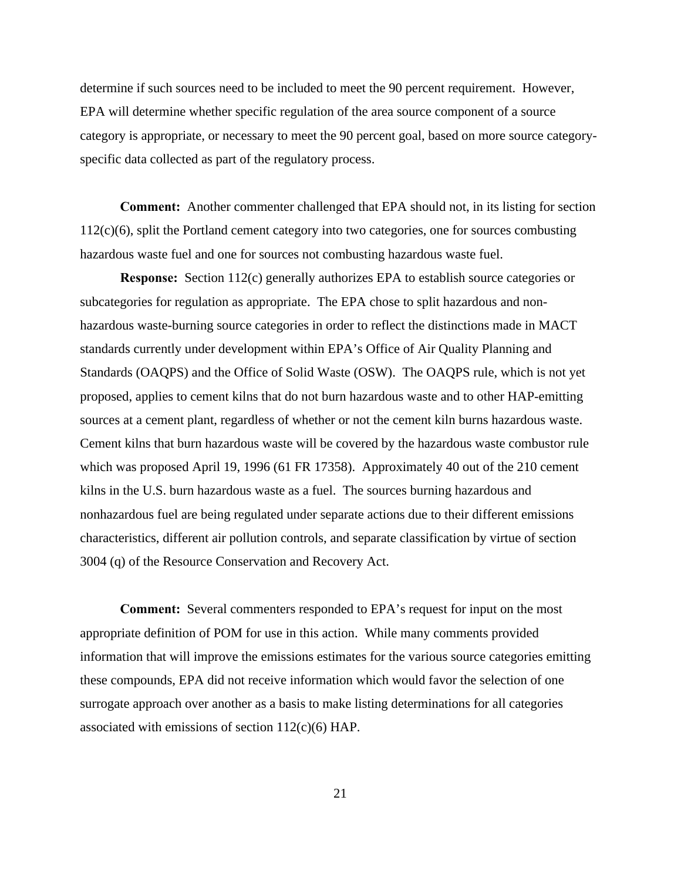determine if such sources need to be included to meet the 90 percent requirement. However, EPA will determine whether specific regulation of the area source component of a source category is appropriate, or necessary to meet the 90 percent goal, based on more source category-specific data collected as part of the regulatory process.

**Comment:** Another commenter challenged that EPA should not, in its listing for section 112(c)(6), split the Portland cement category into two categories, one for sources combusting hazardous waste fuel and one for sources not combusting hazardous waste fuel.

**Response:** Section 112(c) generally authorizes EPA to establish source categories or subcategories for regulation as appropriate. The EPA chose to split hazardous and non-hazardous waste-burning source categories in order to reflect the distinctions made in MACT standards currently under development within EPA's Office of Air Quality Planning and Standards (OAQPS) and the Office of Solid Waste (OSW). The OAQPS rule, which is not yet proposed, applies to cement kilns that do not burn hazardous waste and to other HAP-emitting sources at a cement plant, regardless of whether or not the cement kiln burns hazardous waste. Cement kilns that burn hazardous waste will be covered by the hazardous waste combustor rule which was proposed April 19, 1996 (61 FR 17358). Approximately 40 out of the 210 cement kilns in the U.S. burn hazardous waste as a fuel. The sources burning hazardous and nonhazardous fuel are being regulated under separate actions due to their different emissions characteristics, different air pollution controls, and separate classification by virtue of section 3004 (q) of the Resource Conservation and Recovery Act.

**Comment:** Several commenters responded to EPA's request for input on the most appropriate definition of POM for use in this action. While many comments provided information that will improve the emissions estimates for the various source categories emitting these compounds, EPA did not receive information which would favor the selection of one surrogate approach over another as a basis to make listing determinations for all categories associated with emissions of section 112(c)(6) HAP.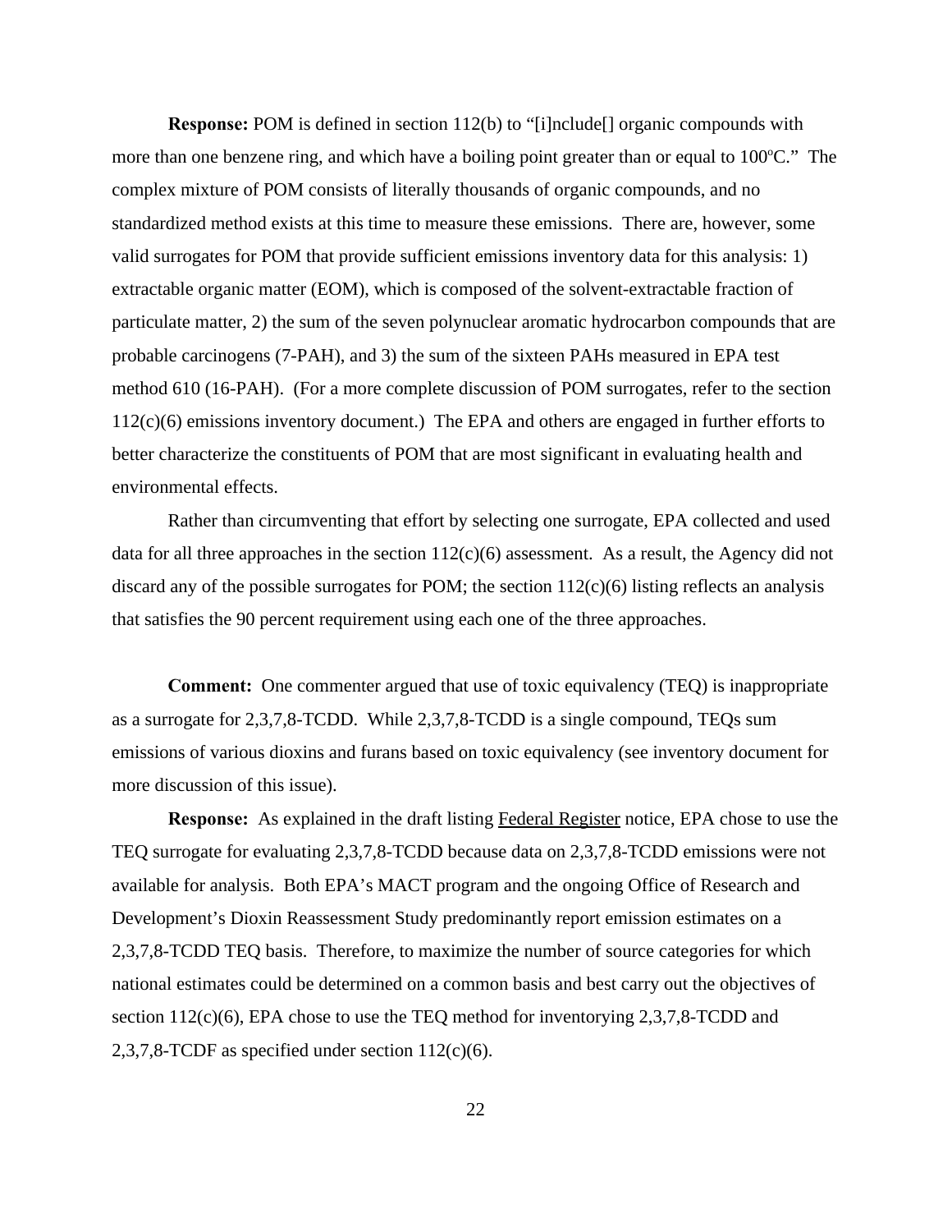**Response:** POM is defined in section 112(b) to "[i]nclude[] organic compounds with more than one benzene ring, and which have a boiling point greater than or equal to 100$^{o}$C." The complex mixture of POM consists of literally thousands of organic compounds, and no standardized method exists at this time to measure these emissions. There are, however, some valid surrogates for POM that provide sufficient emissions inventory data for this analysis: 1) extractable organic matter (EOM), which is composed of the solvent-extractable fraction of particulate matter, 2) the sum of the seven polynuclear aromatic hydrocarbon compounds that are probable carcinogens (7-PAH), and 3) the sum of the sixteen PAHs measured in EPA test method 610 (16-PAH). (For a more complete discussion of POM surrogates, refer to the section 112(c)(6) emissions inventory document.) The EPA and others are engaged in further efforts to better characterize the constituents of POM that are most significant in evaluating health and environmental effects.

Rather than circumventing that effort by selecting one surrogate, EPA collected and used data for all three approaches in the section 112(c)(6) assessment. As a result, the Agency did not discard any of the possible surrogates for POM; the section 112(c)(6) listing reflects an analysis that satisfies the 90 percent requirement using each one of the three approaches.

**Comment:** One commenter argued that use of toxic equivalency (TEQ) is inappropriate as a surrogate for 2,3,7,8-TCDD. While 2,3,7,8-TCDD is a single compound, TEQs sum emissions of various dioxins and furans based on toxic equivalency (see inventory document for more discussion of this issue).

**Response:** As explained in the draft listing Federal Register notice, EPA chose to use the TEQ surrogate for evaluating 2,3,7,8-TCDD because data on 2,3,7,8-TCDD emissions were not available for analysis. Both EPA's MACT program and the ongoing Office of Research and Development's Dioxin Reassessment Study predominantly report emission estimates on a 2,3,7,8-TCDD TEQ basis. Therefore, to maximize the number of source categories for which national estimates could be determined on a common basis and best carry out the objectives of section 112(c)(6), EPA chose to use the TEQ method for inventorying 2,3,7,8-TCDD and 2,3,7,8-TCDF as specified under section 112(c)(6).